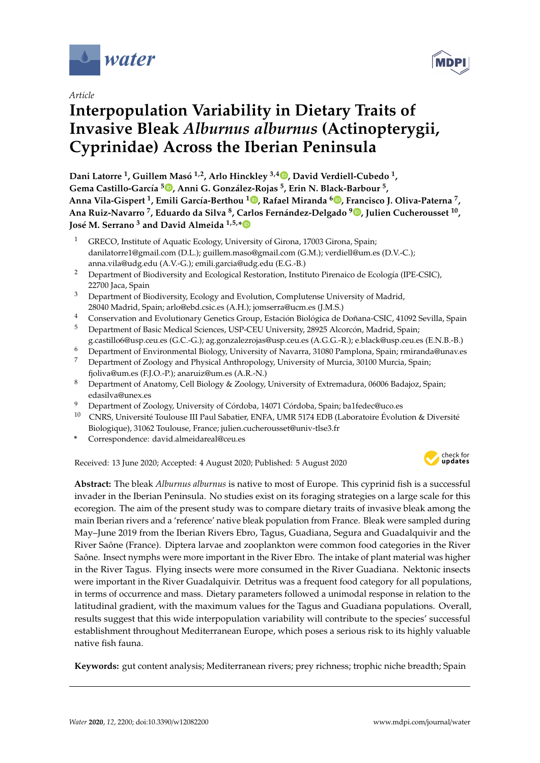*Article*

# Interpopulation Variability in Dietary Traits of Invasive Bleak *Alburnus alburnus* (Actinopterygii, Cyprinidae) Across the Iberian Peninsula

**Dani Latorre [1], Guillem Masó [1,2], Arlo Hinckley [3,4], David Verdiell-Cubedo [1], Gema Castillo-García [5], Anni G. González-Rojas [5], Erin N. Black-Barbour [5], Anna Vila-Gispert [1], Emili García-Berthou [1], Rafael Miranda [6], Francisco J. Oliva-Paterna [7], Ana Ruiz-Navarro [7], Eduardo da Silva [8], Carlos Fernández-Delgado [9], Julien Cucherousset [10], José M. Serrano [3] and David Almeida [1,5,*]**

1. GRECO, Institute of Aquatic Ecology, University of Girona, 17003 Girona, Spain; danilatorre1@gmail.com (D.L.); guillem.maso@gmail.com (G.M.); verdiell@um.es (D.V.-C.); anna.vila@udg.edu (A.V.-G.); emili.garcia@udg.edu (E.G.-B.)
2. Department of Biodiversity and Ecological Restoration, Instituto Pirenaico de Ecología (IPE-CSIC), 22700 Jaca, Spain
3. Department of Biodiversity, Ecology and Evolution, Complutense University of Madrid, 28040 Madrid, Spain; arlo@ebd.csic.es (A.H.); jomserra@ucm.es (J.M.S.)
4. Conservation and Evolutionary Genetics Group, Estación Biológica de Doñana-CSIC, 41092 Sevilla, Spain
5. Department of Basic Medical Sciences, USP-CEU University, 28925 Alcorcón, Madrid, Spain; g.castillo6@usp.ceu.es (G.C.-G.); ag.gonzalezrojas@usp.ceu.es (A.G.G.-R.); e.black@usp.ceu.es (E.N.B.-B.)
6. Department of Environmental Biology, University of Navarra, 31080 Pamplona, Spain; rmiranda@unav.es
7. Department of Zoology and Physical Anthropology, University of Murcia, 30100 Murcia, Spain; fjoliva@um.es (F.J.O.-P.); anaruiz@um.es (A.R.-N.)
8. Department of Anatomy, Cell Biology & Zoology, University of Extremadura, 06006 Badajoz, Spain; edasilva@unex.es
9. Department of Zoology, University of Córdoba, 14071 Córdoba, Spain; ba1fedec@uco.es
10. CNRS, Université Toulouse III Paul Sabatier, ENFA, UMR 5174 EDB (Laboratoire Évolution & Diversité Biologique), 31062 Toulouse, France; julien.cucherousset@univ-tlse3.fr

\* Correspondence: david.almeidareal@ceu.es

Received: 13 June 2020; Accepted: 4 August 2020; Published: 5 August 2020

**Abstract:** The bleak *Alburnus alburnus* is native to most of Europe. This cyprinid fish is a successful invader in the Iberian Peninsula. No studies exist on its foraging strategies on a large scale for this ecoregion. The aim of the present study was to compare dietary traits of invasive bleak among the main Iberian rivers and a 'reference' native bleak population from France. Bleak were sampled during May–June 2019 from the Iberian Rivers Ebro, Tagus, Guadiana, Segura and Guadalquivir and the River Saône (France). Diptera larvae and zooplankton were common food categories in the River Saône. Insect nymphs were more important in the River Ebro. The intake of plant material was higher in the River Tagus. Flying insects were more consumed in the River Guadiana. Nektonic insects were important in the River Guadalquivir. Detritus was a frequent food category for all populations, in terms of occurrence and mass. Dietary parameters followed a unimodal response in relation to the latitudinal gradient, with the maximum values for the Tagus and Guadiana populations. Overall, results suggest that this wide interpopulation variability will contribute to the species' successful establishment throughout Mediterranean Europe, which poses a serious risk to its highly valuable native fish fauna.

**Keywords:** gut content analysis; Mediterranean rivers; prey richness; trophic niche breadth; Spain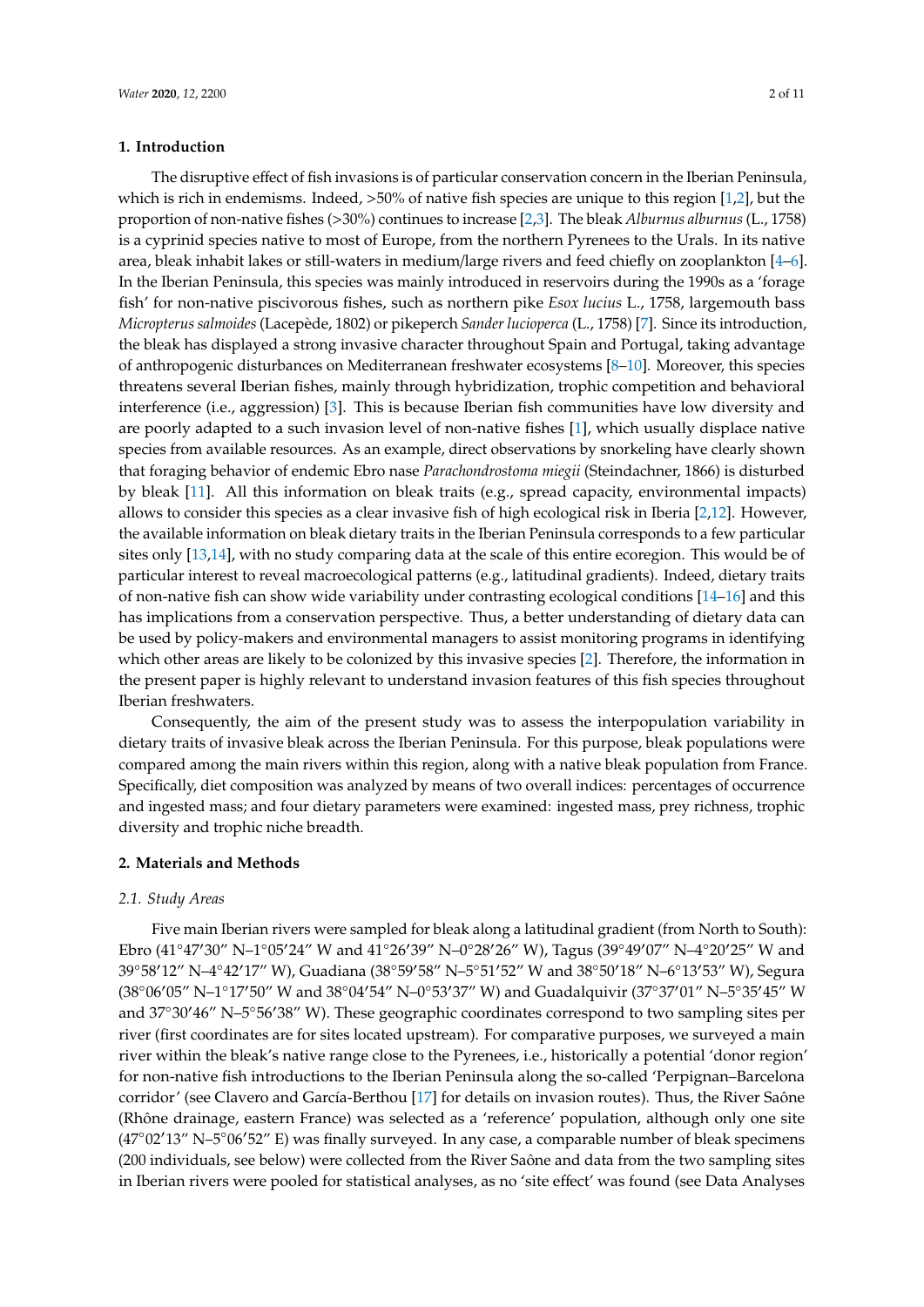## 1. Introduction

The disruptive effect of fish invasions is of particular conservation concern in the Iberian Peninsula, which is rich in endemisms. Indeed, >50% of native fish species are unique to this region [1,2], but the proportion of non-native fishes (>30%) continues to increase [2,3]. The bleak *Alburnus alburnus* (L., 1758) is a cyprinid species native to most of Europe, from the northern Pyrenees to the Urals. In its native area, bleak inhabit lakes or still-waters in medium/large rivers and feed chiefly on zooplankton [4–6]. In the Iberian Peninsula, this species was mainly introduced in reservoirs during the 1990s as a 'forage fish' for non-native piscivorous fishes, such as northern pike *Esox lucius* L., 1758, largemouth bass *Micropterus salmoides* (Lacepède, 1802) or pikeperch *Sander lucioperca* (L., 1758) [7]. Since its introduction, the bleak has displayed a strong invasive character throughout Spain and Portugal, taking advantage of anthropogenic disturbances on Mediterranean freshwater ecosystems [8–10]. Moreover, this species threatens several Iberian fishes, mainly through hybridization, trophic competition and behavioral interference (i.e., aggression) [3]. This is because Iberian fish communities have low diversity and are poorly adapted to a such invasion level of non-native fishes [1], which usually displace native species from available resources. As an example, direct observations by snorkeling have clearly shown that foraging behavior of endemic Ebro nase *Parachondrostoma miegii* (Steindachner, 1866) is disturbed by bleak [11]. All this information on bleak traits (e.g., spread capacity, environmental impacts) allows to consider this species as a clear invasive fish of high ecological risk in Iberia [2,12]. However, the available information on bleak dietary traits in the Iberian Peninsula corresponds to a few particular sites only [13,14], with no study comparing data at the scale of this entire ecoregion. This would be of particular interest to reveal macroecological patterns (e.g., latitudinal gradients). Indeed, dietary traits of non-native fish can show wide variability under contrasting ecological conditions [14–16] and this has implications from a conservation perspective. Thus, a better understanding of dietary data can be used by policy-makers and environmental managers to assist monitoring programs in identifying which other areas are likely to be colonized by this invasive species [2]. Therefore, the information in the present paper is highly relevant to understand invasion features of this fish species throughout Iberian freshwaters.

Consequently, the aim of the present study was to assess the interpopulation variability in dietary traits of invasive bleak across the Iberian Peninsula. For this purpose, bleak populations were compared among the main rivers within this region, along with a native bleak population from France. Specifically, diet composition was analyzed by means of two overall indices: percentages of occurrence and ingested mass; and four dietary parameters were examined: ingested mass, prey richness, trophic diversity and trophic niche breadth.

## 2. Materials and Methods

### 2.1. Study Areas

Five main Iberian rivers were sampled for bleak along a latitudinal gradient (from North to South): Ebro (41°47′30″ N–1°05′24″ W and 41°26′39″ N–0°28′26″ W), Tagus (39°49′07″ N–4°20′25″ W and 39°58′12″ N–4°42′17″ W), Guadiana (38°59′58″ N–5°51′52″ W and 38°50′18″ N–6°13′53″ W), Segura (38°06′05″ N–1°17′50″ W and 38°04′54″ N–0°53′37″ W) and Guadalquivir (37°37′01″ N–5°35′45″ W and 37°30′46″ N–5°56′38″ W). These geographic coordinates correspond to two sampling sites per river (first coordinates are for sites located upstream). For comparative purposes, we surveyed a main river within the bleak's native range close to the Pyrenees, i.e., historically a potential 'donor region' for non-native fish introductions to the Iberian Peninsula along the so-called 'Perpignan–Barcelona corridor' (see Clavero and García-Berthou [17] for details on invasion routes). Thus, the River Saône (Rhône drainage, eastern France) was selected as a 'reference' population, although only one site (47°02′13″ N–5°06′52″ E) was finally surveyed. In any case, a comparable number of bleak specimens (200 individuals, see below) were collected from the River Saône and data from the two sampling sites in Iberian rivers were pooled for statistical analyses, as no 'site effect' was found (see Data Analyses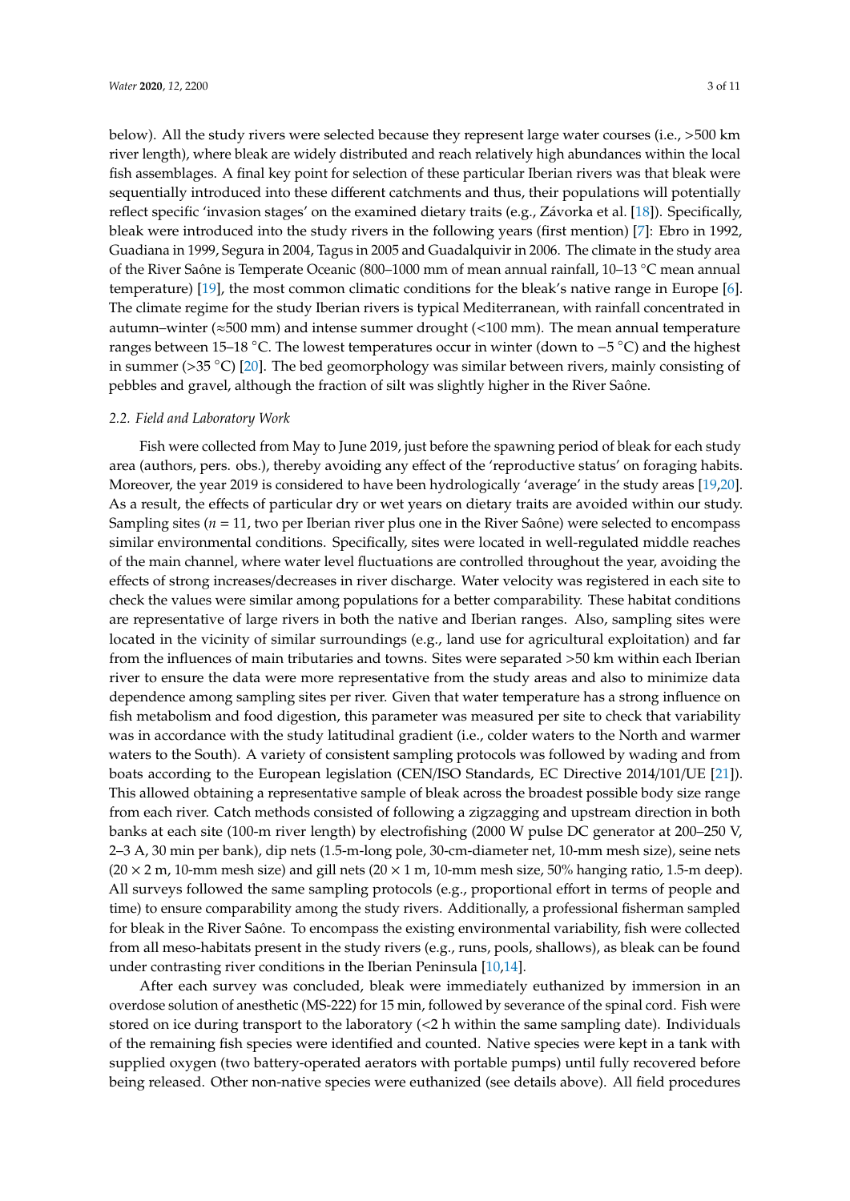below). All the study rivers were selected because they represent large water courses (i.e., >500 km river length), where bleak are widely distributed and reach relatively high abundances within the local fish assemblages. A final key point for selection of these particular Iberian rivers was that bleak were sequentially introduced into these different catchments and thus, their populations will potentially reflect specific 'invasion stages' on the examined dietary traits (e.g., Závorka et al. [18]). Specifically, bleak were introduced into the study rivers in the following years (first mention) [7]: Ebro in 1992, Guadiana in 1999, Segura in 2004, Tagus in 2005 and Guadalquivir in 2006. The climate in the study area of the River Saône is Temperate Oceanic (800–1000 mm of mean annual rainfall, 10–13 °C mean annual temperature) [19], the most common climatic conditions for the bleak's native range in Europe [6]. The climate regime for the study Iberian rivers is typical Mediterranean, with rainfall concentrated in autumn–winter (≈500 mm) and intense summer drought (<100 mm). The mean annual temperature ranges between 15–18 °C. The lowest temperatures occur in winter (down to −5 °C) and the highest in summer (>35 °C) [20]. The bed geomorphology was similar between rivers, mainly consisting of pebbles and gravel, although the fraction of silt was slightly higher in the River Saône.

### *2.2. Field and Laboratory Work*

Fish were collected from May to June 2019, just before the spawning period of bleak for each study area (authors, pers. obs.), thereby avoiding any effect of the 'reproductive status' on foraging habits. Moreover, the year 2019 is considered to have been hydrologically 'average' in the study areas [19,20]. As a result, the effects of particular dry or wet years on dietary traits are avoided within our study. Sampling sites (*n* = 11, two per Iberian river plus one in the River Saône) were selected to encompass similar environmental conditions. Specifically, sites were located in well-regulated middle reaches of the main channel, where water level fluctuations are controlled throughout the year, avoiding the effects of strong increases/decreases in river discharge. Water velocity was registered in each site to check the values were similar among populations for a better comparability. These habitat conditions are representative of large rivers in both the native and Iberian ranges. Also, sampling sites were located in the vicinity of similar surroundings (e.g., land use for agricultural exploitation) and far from the influences of main tributaries and towns. Sites were separated >50 km within each Iberian river to ensure the data were more representative from the study areas and also to minimize data dependence among sampling sites per river. Given that water temperature has a strong influence on fish metabolism and food digestion, this parameter was measured per site to check that variability was in accordance with the study latitudinal gradient (i.e., colder waters to the North and warmer waters to the South). A variety of consistent sampling protocols was followed by wading and from boats according to the European legislation (CEN/ISO Standards, EC Directive 2014/101/UE [21]). This allowed obtaining a representative sample of bleak across the broadest possible body size range from each river. Catch methods consisted of following a zigzagging and upstream direction in both banks at each site (100-m river length) by electrofishing (2000 W pulse DC generator at 200–250 V, 2–3 A, 30 min per bank), dip nets (1.5-m-long pole, 30-cm-diameter net, 10-mm mesh size), seine nets (20 × 2 m, 10-mm mesh size) and gill nets (20 × 1 m, 10-mm mesh size, 50% hanging ratio, 1.5-m deep). All surveys followed the same sampling protocols (e.g., proportional effort in terms of people and time) to ensure comparability among the study rivers. Additionally, a professional fisherman sampled for bleak in the River Saône. To encompass the existing environmental variability, fish were collected from all meso-habitats present in the study rivers (e.g., runs, pools, shallows), as bleak can be found under contrasting river conditions in the Iberian Peninsula [10,14].

After each survey was concluded, bleak were immediately euthanized by immersion in an overdose solution of anesthetic (MS-222) for 15 min, followed by severance of the spinal cord. Fish were stored on ice during transport to the laboratory (<2 h within the same sampling date). Individuals of the remaining fish species were identified and counted. Native species were kept in a tank with supplied oxygen (two battery-operated aerators with portable pumps) until fully recovered before being released. Other non-native species were euthanized (see details above). All field procedures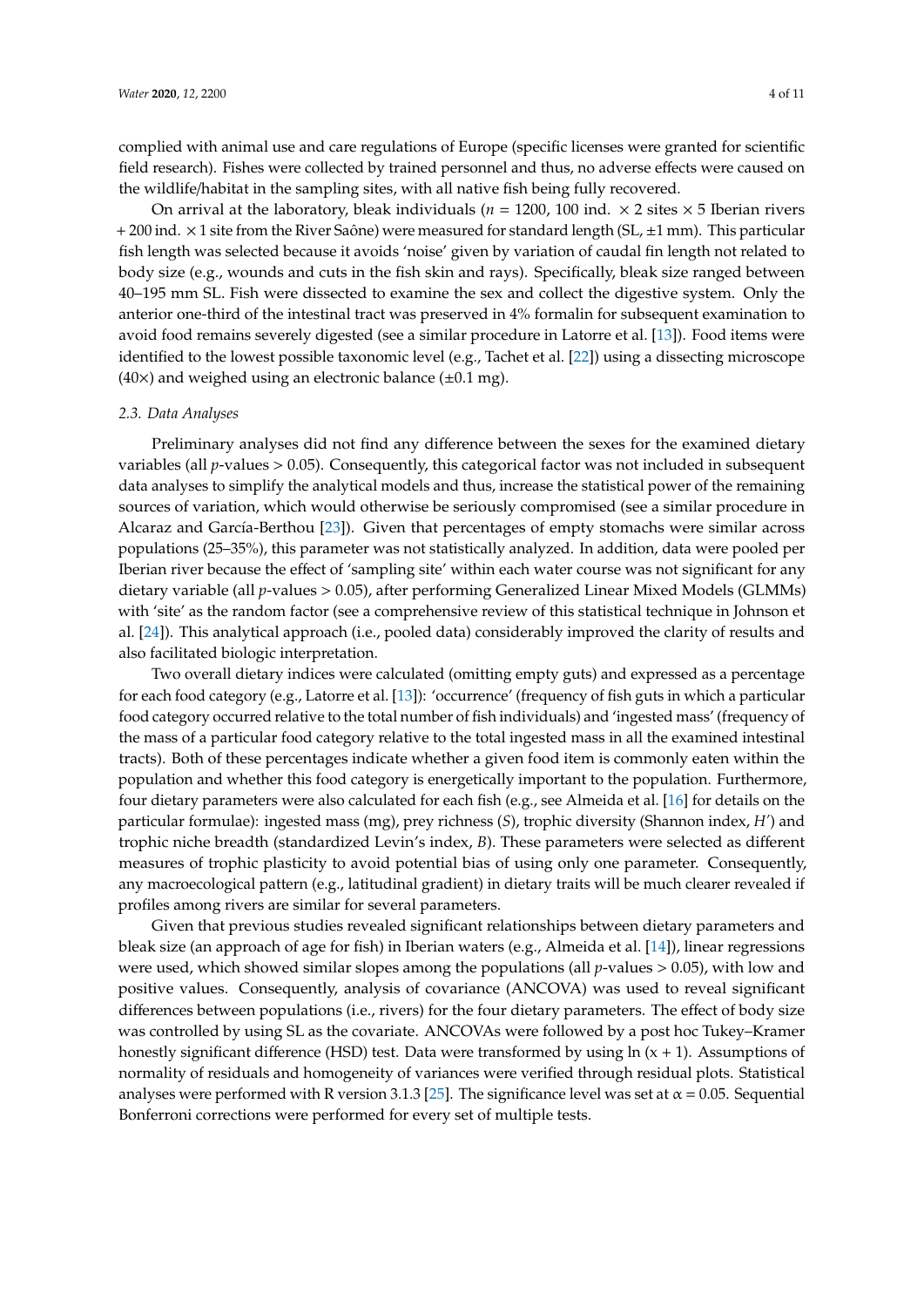complied with animal use and care regulations of Europe (specific licenses were granted for scientific field research). Fishes were collected by trained personnel and thus, no adverse effects were caused on the wildlife/habitat in the sampling sites, with all native fish being fully recovered.

On arrival at the laboratory, bleak individuals ($n$ = 1200, 100 ind. × 2 sites × 5 Iberian rivers + 200 ind. × 1 site from the River Saône) were measured for standard length (SL, ±1 mm). This particular fish length was selected because it avoids 'noise' given by variation of caudal fin length not related to body size (e.g., wounds and cuts in the fish skin and rays). Specifically, bleak size ranged between 40–195 mm SL. Fish were dissected to examine the sex and collect the digestive system. Only the anterior one-third of the intestinal tract was preserved in 4% formalin for subsequent examination to avoid food remains severely digested (see a similar procedure in Latorre et al. [13]). Food items were identified to the lowest possible taxonomic level (e.g., Tachet et al. [22]) using a dissecting microscope (40×) and weighed using an electronic balance (±0.1 mg).

### 2.3. Data Analyses

Preliminary analyses did not find any difference between the sexes for the examined dietary variables (all $p$-values > 0.05). Consequently, this categorical factor was not included in subsequent data analyses to simplify the analytical models and thus, increase the statistical power of the remaining sources of variation, which would otherwise be seriously compromised (see a similar procedure in Alcaraz and García-Berthou [23]). Given that percentages of empty stomachs were similar across populations (25–35%), this parameter was not statistically analyzed. In addition, data were pooled per Iberian river because the effect of 'sampling site' within each water course was not significant for any dietary variable (all $p$-values > 0.05), after performing Generalized Linear Mixed Models (GLMMs) with 'site' as the random factor (see a comprehensive review of this statistical technique in Johnson et al. [24]). This analytical approach (i.e., pooled data) considerably improved the clarity of results and also facilitated biologic interpretation.

Two overall dietary indices were calculated (omitting empty guts) and expressed as a percentage for each food category (e.g., Latorre et al. [13]): 'occurrence' (frequency of fish guts in which a particular food category occurred relative to the total number of fish individuals) and 'ingested mass' (frequency of the mass of a particular food category relative to the total ingested mass in all the examined intestinal tracts). Both of these percentages indicate whether a given food item is commonly eaten within the population and whether this food category is energetically important to the population. Furthermore, four dietary parameters were also calculated for each fish (e.g., see Almeida et al. [16] for details on the particular formulae): ingested mass (mg), prey richness ($S$), trophic diversity (Shannon index, $H'$) and trophic niche breadth (standardized Levin's index, $B$). These parameters were selected as different measures of trophic plasticity to avoid potential bias of using only one parameter. Consequently, any macroecological pattern (e.g., latitudinal gradient) in dietary traits will be much clearer revealed if profiles among rivers are similar for several parameters.

Given that previous studies revealed significant relationships between dietary parameters and bleak size (an approach of age for fish) in Iberian waters (e.g., Almeida et al. [14]), linear regressions were used, which showed similar slopes among the populations (all $p$-values > 0.05), with low and positive values. Consequently, analysis of covariance (ANCOVA) was used to reveal significant differences between populations (i.e., rivers) for the four dietary parameters. The effect of body size was controlled by using SL as the covariate. ANCOVAs were followed by a post hoc Tukey–Kramer honestly significant difference (HSD) test. Data were transformed by using ln (x + 1). Assumptions of normality of residuals and homogeneity of variances were verified through residual plots. Statistical analyses were performed with R version 3.1.3 [25]. The significance level was set at $\alpha$ = 0.05. Sequential Bonferroni corrections were performed for every set of multiple tests.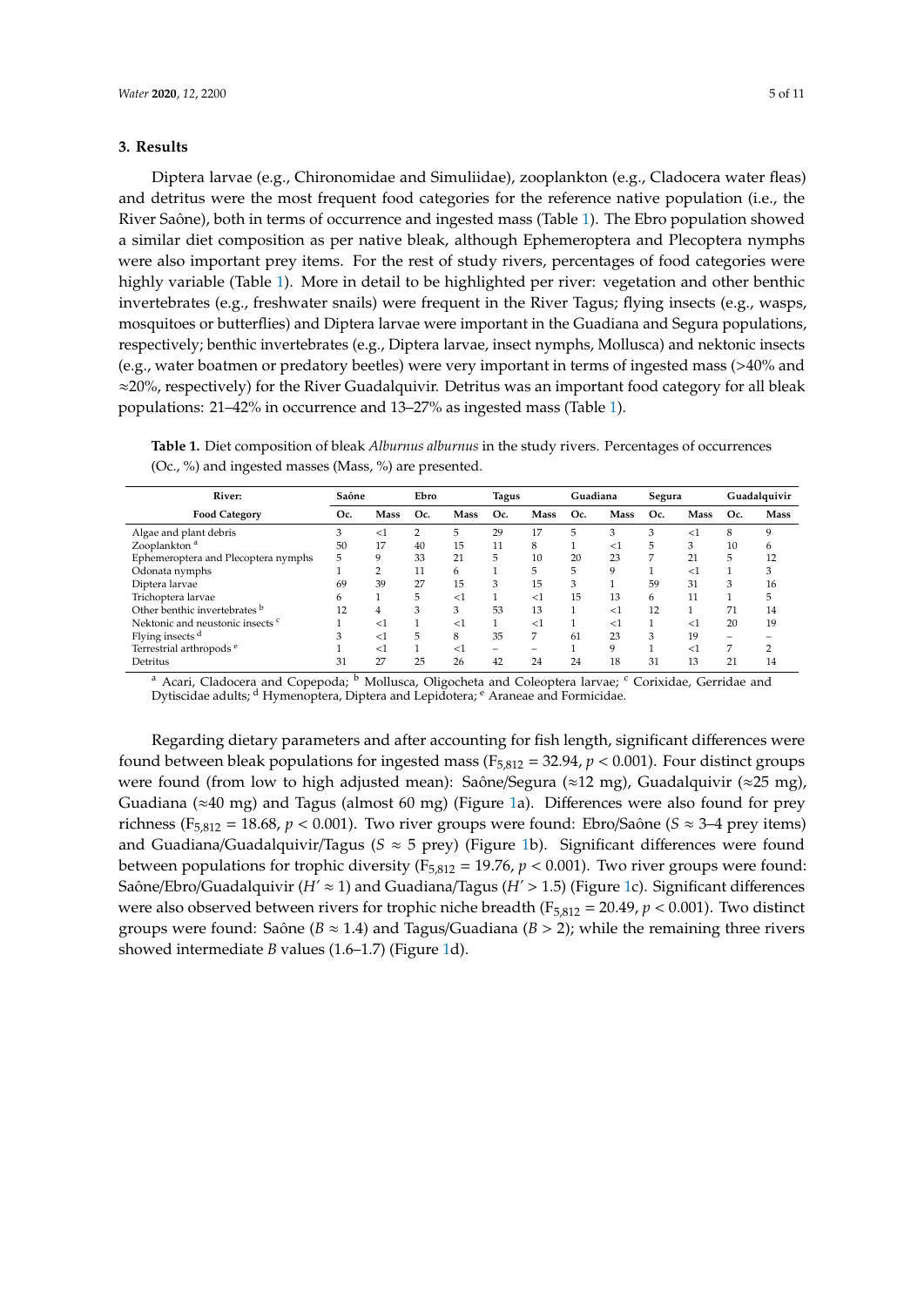## 3. Results

Diptera larvae (e.g., Chironomidae and Simuliidae), zooplankton (e.g., Cladocera water fleas) and detritus were the most frequent food categories for the reference native population (i.e., the River Saône), both in terms of occurrence and ingested mass (Table 1). The Ebro population showed a similar diet composition as per native bleak, although Ephemeroptera and Plecoptera nymphs were also important prey items. For the rest of study rivers, percentages of food categories were highly variable (Table 1). More in detail to be highlighted per river: vegetation and other benthic invertebrates (e.g., freshwater snails) were frequent in the River Tagus; flying insects (e.g., wasps, mosquitoes or butterflies) and Diptera larvae were important in the Guadiana and Segura populations, respectively; benthic invertebrates (e.g., Diptera larvae, insect nymphs, Mollusca) and nektonic insects (e.g., water boatmen or predatory beetles) were very important in terms of ingested mass (>40% and ≈20%, respectively) for the River Guadalquivir. Detritus was an important food category for all bleak populations: 21–42% in occurrence and 13–27% as ingested mass (Table 1).

**Table 1.** Diet composition of bleak *Alburnus alburnus* in the study rivers. Percentages of occurrences (Oc., %) and ingested masses (Mass, %) are presented.

| River: | Saône | | Ebro | | Tagus | | Guadiana | | Segura | | Guadalquivir | |
|---|---|---|---|---|---|---|---|---|---|---|---|---|
| **Food Category** | **Oc.** | **Mass** | **Oc.** | **Mass** | **Oc.** | **Mass** | **Oc.** | **Mass** | **Oc.** | **Mass** | **Oc.** | **Mass** |
| Algae and plant debris | 3 | <1 | 2 | 5 | 29 | 17 | 5 | 3 | 3 | <1 | 8 | 9 |
| Zooplankton [a] | 50 | 17 | 40 | 15 | 11 | 8 | 1 | <1 | 5 | 3 | 10 | 6 |
| Ephemeroptera and Plecoptera nymphs | 5 | 9 | 33 | 21 | 5 | 10 | 20 | 23 | 7 | 21 | 5 | 12 |
| Odonata nymphs | 1 | 2 | 11 | 6 | 1 | 5 | 5 | 9 | 1 | <1 | 1 | 3 |
| Diptera larvae | 69 | 39 | 27 | 15 | 3 | 15 | 3 | 1 | 59 | 31 | 3 | 16 |
| Trichoptera larvae | 6 | 1 | 5 | <1 | 1 | <1 | 15 | 13 | 6 | 11 | 1 | 5 |
| Other benthic invertebrates [b] | 12 | 4 | 3 | 3 | 53 | 13 | 1 | <1 | 12 | 1 | 71 | 14 |
| Nektonic and neustonic insects [c] | 1 | <1 | 1 | <1 | 1 | <1 | 1 | <1 | 1 | <1 | 20 | 19 |
| Flying insects [d] | 3 | <1 | 5 | 8 | 35 | 7 | 61 | 23 | 3 | 19 | – | – |
| Terrestrial arthropods [e] | 1 | <1 | 1 | <1 | – | – | 1 | 9 | 1 | <1 | 7 | 2 |
| Detritus | 31 | 27 | 25 | 26 | 42 | 24 | 24 | 18 | 31 | 13 | 21 | 14 |

[a] Acari, Cladocera and Copepoda; [b] Mollusca, Oligocheta and Coleoptera larvae; [c] Corixidae, Gerridae and Dytiscidae adults; [d] Hymenoptera, Diptera and Lepidotera; [e] Araneae and Formicidae.

Regarding dietary parameters and after accounting for fish length, significant differences were found between bleak populations for ingested mass ($F_{5,812} = 32.94$, $p < 0.001$). Four distinct groups were found (from low to high adjusted mean): Saône/Segura (≈12 mg), Guadalquivir (≈25 mg), Guadiana (≈40 mg) and Tagus (almost 60 mg) (Figure 1a). Differences were also found for prey richness ($F_{5,812} = 18.68$, $p < 0.001$). Two river groups were found: Ebro/Saône ($S \approx 3$–4 prey items) and Guadiana/Guadalquivir/Tagus ($S \approx 5$ prey) (Figure 1b). Significant differences were found between populations for trophic diversity ($F_{5,812} = 19.76$, $p < 0.001$). Two river groups were found: Saône/Ebro/Guadalquivir ($H' \approx 1$) and Guadiana/Tagus ($H' > 1.5$) (Figure 1c). Significant differences were also observed between rivers for trophic niche breadth ($F_{5,812} = 20.49$, $p < 0.001$). Two distinct groups were found: Saône ($B \approx 1.4$) and Tagus/Guadiana ($B > 2$); while the remaining three rivers showed intermediate $B$ values (1.6–1.7) (Figure 1d).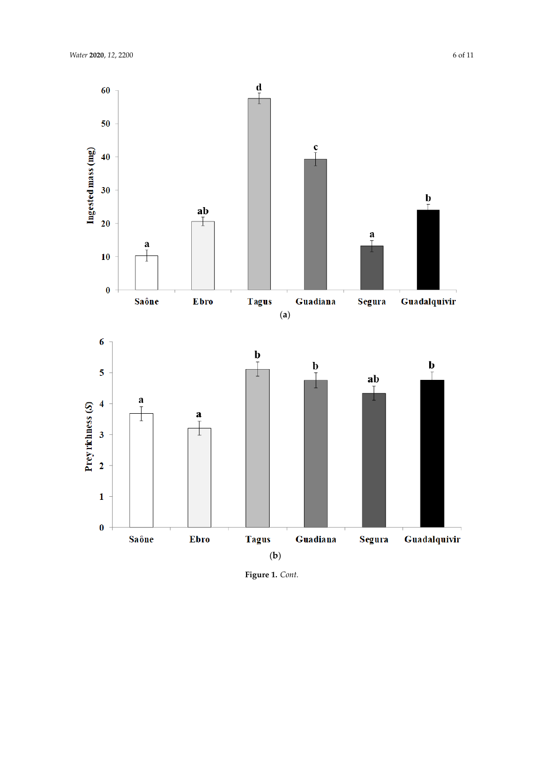(a)

(b)

**Figure 1.** *Cont.*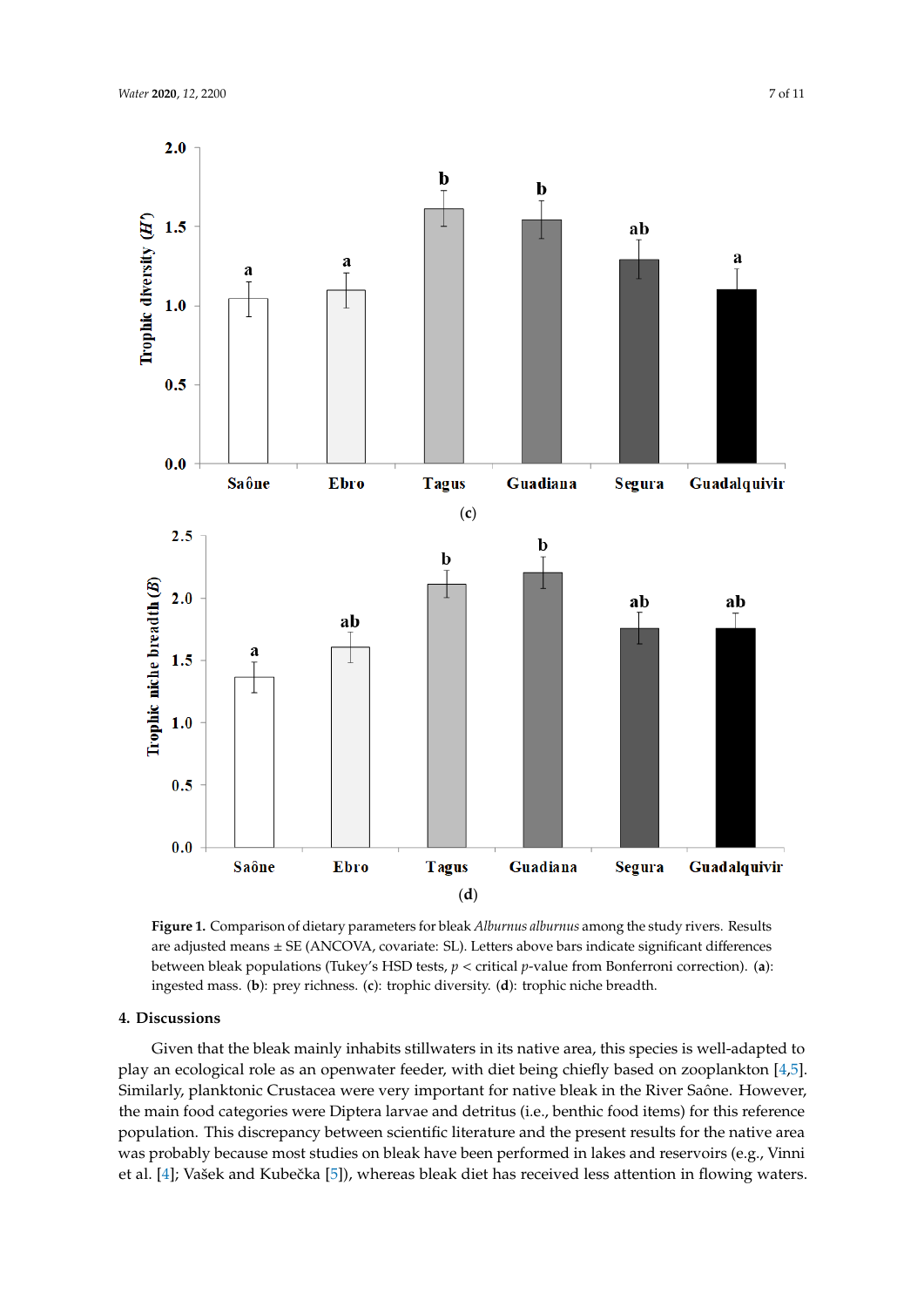**Figure 1.** Comparison of dietary parameters for bleak *Alburnus alburnus* among the study rivers. Results are adjusted means ± SE (ANCOVA, covariate: SL). Letters above bars indicate significant differences between bleak populations (Tukey's HSD tests, $p$ < critical $p$-value from Bonferroni correction). (**a**): ingested mass. (**b**): prey richness. (**c**): trophic diversity. (**d**): trophic niche breadth.

## 4. Discussions

Given that the bleak mainly inhabits stillwaters in its native area, this species is well-adapted to play an ecological role as an openwater feeder, with diet being chiefly based on zooplankton [4,5]. Similarly, planktonic Crustacea were very important for native bleak in the River Saône. However, the main food categories were Diptera larvae and detritus (i.e., benthic food items) for this reference population. This discrepancy between scientific literature and the present results for the native area was probably because most studies on bleak have been performed in lakes and reservoirs (e.g., Vinni et al. [4]; Vašek and Kubečka [5]), whereas bleak diet has received less attention in flowing waters.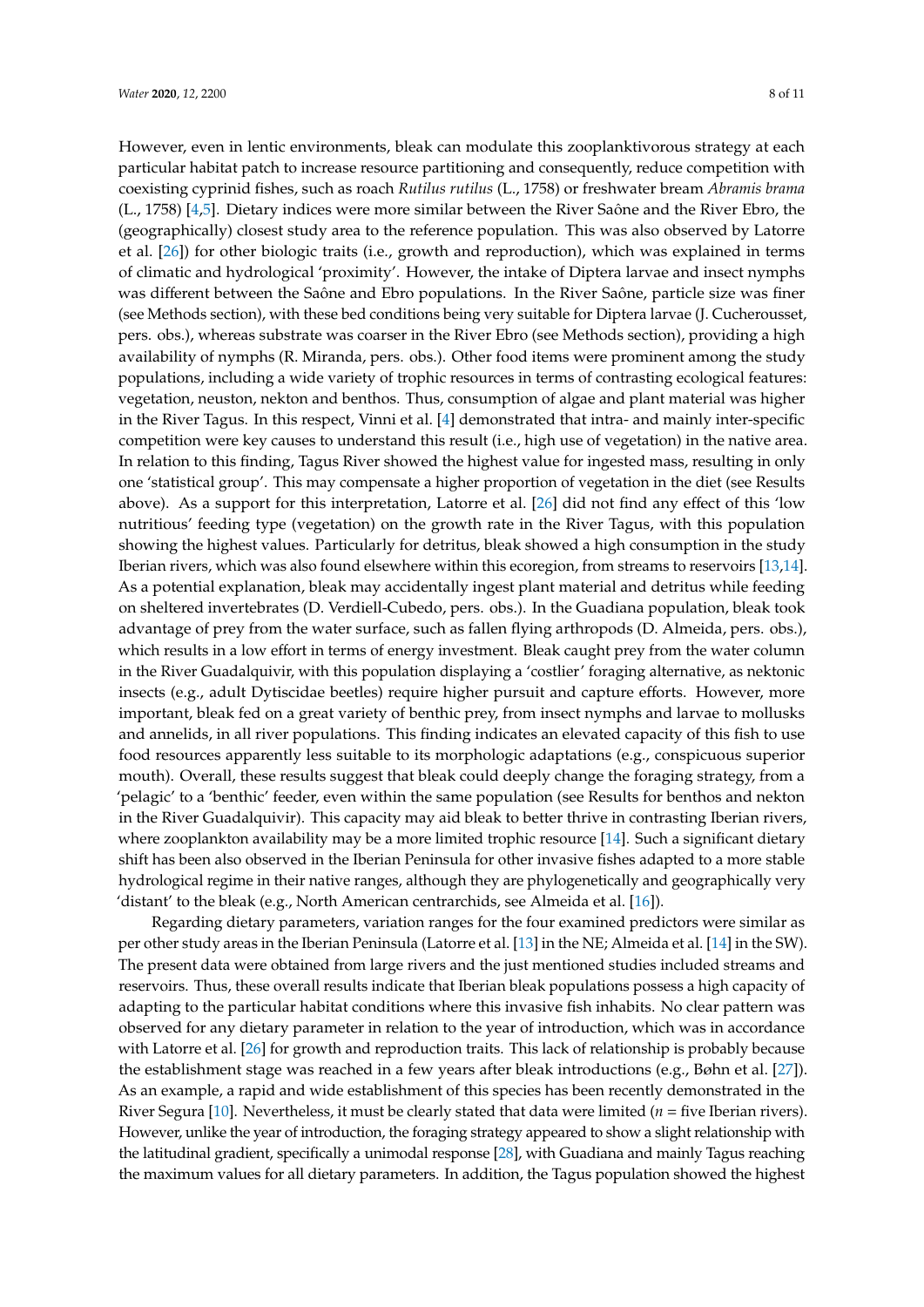However, even in lentic environments, bleak can modulate this zooplanktivorous strategy at each particular habitat patch to increase resource partitioning and consequently, reduce competition with coexisting cyprinid fishes, such as roach *Rutilus rutilus* (L., 1758) or freshwater bream *Abramis brama* (L., 1758) [4,5]. Dietary indices were more similar between the River Saône and the River Ebro, the (geographically) closest study area to the reference population. This was also observed by Latorre et al. [26]) for other biologic traits (i.e., growth and reproduction), which was explained in terms of climatic and hydrological 'proximity'. However, the intake of Diptera larvae and insect nymphs was different between the Saône and Ebro populations. In the River Saône, particle size was finer (see Methods section), with these bed conditions being very suitable for Diptera larvae (J. Cucherousset, pers. obs.), whereas substrate was coarser in the River Ebro (see Methods section), providing a high availability of nymphs (R. Miranda, pers. obs.). Other food items were prominent among the study populations, including a wide variety of trophic resources in terms of contrasting ecological features: vegetation, neuston, nekton and benthos. Thus, consumption of algae and plant material was higher in the River Tagus. In this respect, Vinni et al. [4] demonstrated that intra- and mainly inter-specific competition were key causes to understand this result (i.e., high use of vegetation) in the native area. In relation to this finding, Tagus River showed the highest value for ingested mass, resulting in only one 'statistical group'. This may compensate a higher proportion of vegetation in the diet (see Results above). As a support for this interpretation, Latorre et al. [26] did not find any effect of this 'low nutritious' feeding type (vegetation) on the growth rate in the River Tagus, with this population showing the highest values. Particularly for detritus, bleak showed a high consumption in the study Iberian rivers, which was also found elsewhere within this ecoregion, from streams to reservoirs [13,14]. As a potential explanation, bleak may accidentally ingest plant material and detritus while feeding on sheltered invertebrates (D. Verdiell-Cubedo, pers. obs.). In the Guadiana population, bleak took advantage of prey from the water surface, such as fallen flying arthropods (D. Almeida, pers. obs.), which results in a low effort in terms of energy investment. Bleak caught prey from the water column in the River Guadalquivir, with this population displaying a 'costlier' foraging alternative, as nektonic insects (e.g., adult Dytiscidae beetles) require higher pursuit and capture efforts. However, more important, bleak fed on a great variety of benthic prey, from insect nymphs and larvae to mollusks and annelids, in all river populations. This finding indicates an elevated capacity of this fish to use food resources apparently less suitable to its morphologic adaptations (e.g., conspicuous superior mouth). Overall, these results suggest that bleak could deeply change the foraging strategy, from a 'pelagic' to a 'benthic' feeder, even within the same population (see Results for benthos and nekton in the River Guadalquivir). This capacity may aid bleak to better thrive in contrasting Iberian rivers, where zooplankton availability may be a more limited trophic resource [14]. Such a significant dietary shift has been also observed in the Iberian Peninsula for other invasive fishes adapted to a more stable hydrological regime in their native ranges, although they are phylogenetically and geographically very 'distant' to the bleak (e.g., North American centrarchids, see Almeida et al. [16]).

Regarding dietary parameters, variation ranges for the four examined predictors were similar as per other study areas in the Iberian Peninsula (Latorre et al. [13] in the NE; Almeida et al. [14] in the SW). The present data were obtained from large rivers and the just mentioned studies included streams and reservoirs. Thus, these overall results indicate that Iberian bleak populations possess a high capacity of adapting to the particular habitat conditions where this invasive fish inhabits. No clear pattern was observed for any dietary parameter in relation to the year of introduction, which was in accordance with Latorre et al. [26] for growth and reproduction traits. This lack of relationship is probably because the establishment stage was reached in a few years after bleak introductions (e.g., Bøhn et al. [27]). As an example, a rapid and wide establishment of this species has been recently demonstrated in the River Segura [10]. Nevertheless, it must be clearly stated that data were limited (*n* = five Iberian rivers). However, unlike the year of introduction, the foraging strategy appeared to show a slight relationship with the latitudinal gradient, specifically a unimodal response [28], with Guadiana and mainly Tagus reaching the maximum values for all dietary parameters. In addition, the Tagus population showed the highest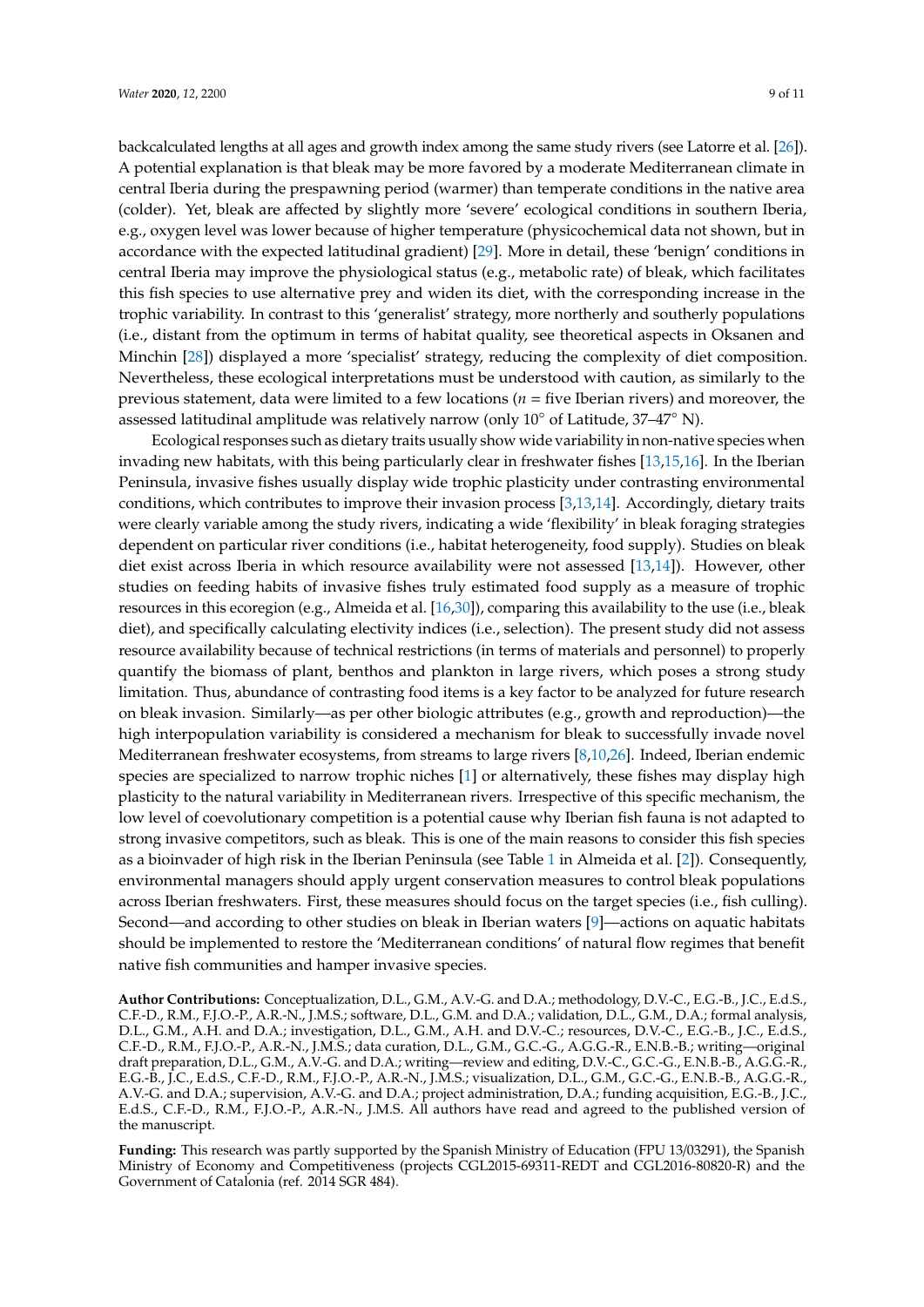backcalculated lengths at all ages and growth index among the same study rivers (see Latorre et al. [26]). A potential explanation is that bleak may be more favored by a moderate Mediterranean climate in central Iberia during the prespawning period (warmer) than temperate conditions in the native area (colder). Yet, bleak are affected by slightly more 'severe' ecological conditions in southern Iberia, e.g., oxygen level was lower because of higher temperature (physicochemical data not shown, but in accordance with the expected latitudinal gradient) [29]. More in detail, these 'benign' conditions in central Iberia may improve the physiological status (e.g., metabolic rate) of bleak, which facilitates this fish species to use alternative prey and widen its diet, with the corresponding increase in the trophic variability. In contrast to this 'generalist' strategy, more northerly and southerly populations (i.e., distant from the optimum in terms of habitat quality, see theoretical aspects in Oksanen and Minchin [28]) displayed a more 'specialist' strategy, reducing the complexity of diet composition. Nevertheless, these ecological interpretations must be understood with caution, as similarly to the previous statement, data were limited to a few locations ($n$ = five Iberian rivers) and moreover, the assessed latitudinal amplitude was relatively narrow (only 10° of Latitude, 37–47° N).

Ecological responses such as dietary traits usually show wide variability in non-native species when invading new habitats, with this being particularly clear in freshwater fishes [13,15,16]. In the Iberian Peninsula, invasive fishes usually display wide trophic plasticity under contrasting environmental conditions, which contributes to improve their invasion process [3,13,14]. Accordingly, dietary traits were clearly variable among the study rivers, indicating a wide 'flexibility' in bleak foraging strategies dependent on particular river conditions (i.e., habitat heterogeneity, food supply). Studies on bleak diet exist across Iberia in which resource availability were not assessed [13,14]). However, other studies on feeding habits of invasive fishes truly estimated food supply as a measure of trophic resources in this ecoregion (e.g., Almeida et al. [16,30]), comparing this availability to the use (i.e., bleak diet), and specifically calculating electivity indices (i.e., selection). The present study did not assess resource availability because of technical restrictions (in terms of materials and personnel) to properly quantify the biomass of plant, benthos and plankton in large rivers, which poses a strong study limitation. Thus, abundance of contrasting food items is a key factor to be analyzed for future research on bleak invasion. Similarly—as per other biologic attributes (e.g., growth and reproduction)—the high interpopulation variability is considered a mechanism for bleak to successfully invade novel Mediterranean freshwater ecosystems, from streams to large rivers [8,10,26]. Indeed, Iberian endemic species are specialized to narrow trophic niches [1] or alternatively, these fishes may display high plasticity to the natural variability in Mediterranean rivers. Irrespective of this specific mechanism, the low level of coevolutionary competition is a potential cause why Iberian fish fauna is not adapted to strong invasive competitors, such as bleak. This is one of the main reasons to consider this fish species as a bioinvader of high risk in the Iberian Peninsula (see Table 1 in Almeida et al. [2]). Consequently, environmental managers should apply urgent conservation measures to control bleak populations across Iberian freshwaters. First, these measures should focus on the target species (i.e., fish culling). Second—and according to other studies on bleak in Iberian waters [9]—actions on aquatic habitats should be implemented to restore the 'Mediterranean conditions' of natural flow regimes that benefit native fish communities and hamper invasive species.

**Author Contributions:** Conceptualization, D.L., G.M., A.V.-G. and D.A.; methodology, D.V.-C., E.G.-B., J.C., E.d.S., C.F.-D., R.M., F.J.O.-P., A.R.-N., J.M.S.; software, D.L., G.M. and D.A.; validation, D.L., G.M., D.A.; formal analysis, D.L., G.M., A.H. and D.A.; investigation, D.L., G.M., A.H. and D.V.-C.; resources, D.V.-C., E.G.-B., J.C., E.d.S., C.F.-D., R.M., F.J.O.-P., A.R.-N., J.M.S.; data curation, D.L., G.M., G.C.-G., A.G.G.-R., E.N.B.-B.; writing—original draft preparation, D.L., G.M., A.V.-G. and D.A.; writing—review and editing, D.V.-C., G.C.-G., E.N.B.-B., A.G.G.-R., E.G.-B., J.C., E.d.S., C.F.-D., R.M., F.J.O.-P., A.R.-N., J.M.S.; visualization, D.L., G.M., G.C.-G., E.N.B.-B., A.G.G.-R., A.V.-G. and D.A.; supervision, A.V.-G. and D.A.; project administration, D.A.; funding acquisition, E.G.-B., J.C., E.d.S., C.F.-D., R.M., F.J.O.-P., A.R.-N., J.M.S. All authors have read and agreed to the published version of the manuscript.

**Funding:** This research was partly supported by the Spanish Ministry of Education (FPU 13/03291), the Spanish Ministry of Economy and Competitiveness (projects CGL2015-69311-REDT and CGL2016-80820-R) and the Government of Catalonia (ref. 2014 SGR 484).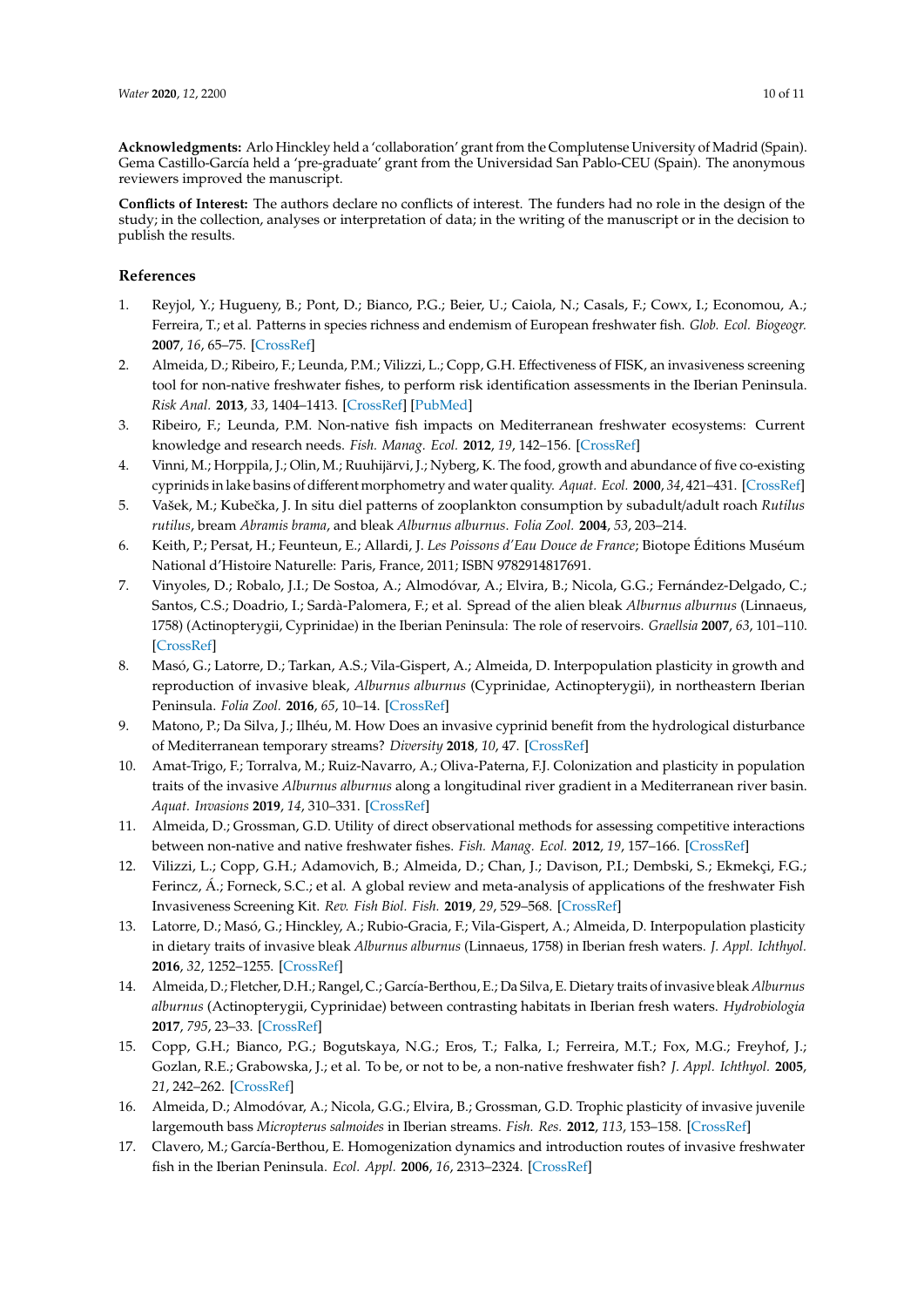**Acknowledgments:** Arlo Hinckley held a 'collaboration' grant from the Complutense University of Madrid (Spain). Gema Castillo-García held a 'pre-graduate' grant from the Universidad San Pablo-CEU (Spain). The anonymous reviewers improved the manuscript.

**Conflicts of Interest:** The authors declare no conflicts of interest. The funders had no role in the design of the study; in the collection, analyses or interpretation of data; in the writing of the manuscript or in the decision to publish the results.

## References

1. Reyjol, Y.; Hugueny, B.; Pont, D.; Bianco, P.G.; Beier, U.; Caiola, N.; Casals, F.; Cowx, I.; Economou, A.; Ferreira, T.; et al. Patterns in species richness and endemism of European freshwater fish. *Glob. Ecol. Biogeogr.* **2007**, *16*, 65–75. [CrossRef]
2. Almeida, D.; Ribeiro, F.; Leunda, P.M.; Vilizzi, L.; Copp, G.H. Effectiveness of FISK, an invasiveness screening tool for non-native freshwater fishes, to perform risk identification assessments in the Iberian Peninsula. *Risk Anal.* **2013**, *33*, 1404–1413. [CrossRef] [PubMed]
3. Ribeiro, F.; Leunda, P.M. Non-native fish impacts on Mediterranean freshwater ecosystems: Current knowledge and research needs. *Fish. Manag. Ecol.* **2012**, *19*, 142–156. [CrossRef]
4. Vinni, M.; Horppila, J.; Olin, M.; Ruuhijärvi, J.; Nyberg, K. The food, growth and abundance of five co-existing cyprinids in lake basins of different morphometry and water quality. *Aquat. Ecol.* **2000**, *34*, 421–431. [CrossRef]
5. Vašek, M.; Kubečka, J. In situ diel patterns of zooplankton consumption by subadult/adult roach *Rutilus rutilus*, bream *Abramis brama*, and bleak *Alburnus alburnus*. *Folia Zool.* **2004**, *53*, 203–214.
6. Keith, P.; Persat, H.; Feunteun, E.; Allardi, J. *Les Poissons d'Eau Douce de France*; Biotope Éditions Muséum National d'Histoire Naturelle: Paris, France, 2011; ISBN 9782914817691.
7. Vinyoles, D.; Robalo, J.I.; De Sostoa, A.; Almodóvar, A.; Elvira, B.; Nicola, G.G.; Fernández-Delgado, C.; Santos, C.S.; Doadrio, I.; Sardà-Palomera, F.; et al. Spread of the alien bleak *Alburnus alburnus* (Linnaeus, 1758) (Actinopterygii, Cyprinidae) in the Iberian Peninsula: The role of reservoirs. *Graellsia* **2007**, *63*, 101–110. [CrossRef]
8. Masó, G.; Latorre, D.; Tarkan, A.S.; Vila-Gispert, A.; Almeida, D. Interpopulation plasticity in growth and reproduction of invasive bleak, *Alburnus alburnus* (Cyprinidae, Actinopterygii), in northeastern Iberian Peninsula. *Folia Zool.* **2016**, *65*, 10–14. [CrossRef]
9. Matono, P.; Da Silva, J.; Ilhéu, M. How Does an invasive cyprinid benefit from the hydrological disturbance of Mediterranean temporary streams? *Diversity* **2018**, *10*, 47. [CrossRef]
10. Amat-Trigo, F.; Torralva, M.; Ruiz-Navarro, A.; Oliva-Paterna, F.J. Colonization and plasticity in population traits of the invasive *Alburnus alburnus* along a longitudinal river gradient in a Mediterranean river basin. *Aquat. Invasions* **2019**, *14*, 310–331. [CrossRef]
11. Almeida, D.; Grossman, G.D. Utility of direct observational methods for assessing competitive interactions between non-native and native freshwater fishes. *Fish. Manag. Ecol.* **2012**, *19*, 157–166. [CrossRef]
12. Vilizzi, L.; Copp, G.H.; Adamovich, B.; Almeida, D.; Chan, J.; Davison, P.I.; Dembski, S.; Ekmekçi, F.G.; Ferincz, Á.; Forneck, S.C.; et al. A global review and meta-analysis of applications of the freshwater Fish Invasiveness Screening Kit. *Rev. Fish Biol. Fish.* **2019**, *29*, 529–568. [CrossRef]
13. Latorre, D.; Masó, G.; Hinckley, A.; Rubio-Gracia, F.; Vila-Gispert, A.; Almeida, D. Interpopulation plasticity in dietary traits of invasive bleak *Alburnus alburnus* (Linnaeus, 1758) in Iberian fresh waters. *J. Appl. Ichthyol.* **2016**, *32*, 1252–1255. [CrossRef]
14. Almeida, D.; Fletcher, D.H.; Rangel, C.; García-Berthou, E.; Da Silva, E. Dietary traits of invasive bleak *Alburnus alburnus* (Actinopterygii, Cyprinidae) between contrasting habitats in Iberian fresh waters. *Hydrobiologia* **2017**, *795*, 23–33. [CrossRef]
15. Copp, G.H.; Bianco, P.G.; Bogutskaya, N.G.; Eros, T.; Falka, I.; Ferreira, M.T.; Fox, M.G.; Freyhof, J.; Gozlan, R.E.; Grabowska, J.; et al. To be, or not to be, a non-native freshwater fish? *J. Appl. Ichthyol.* **2005**, *21*, 242–262. [CrossRef]
16. Almeida, D.; Almodóvar, A.; Nicola, G.G.; Elvira, B.; Grossman, G.D. Trophic plasticity of invasive juvenile largemouth bass *Micropterus salmoides* in Iberian streams. *Fish. Res.* **2012**, *113*, 153–158. [CrossRef]
17. Clavero, M.; García-Berthou, E. Homogenization dynamics and introduction routes of invasive freshwater fish in the Iberian Peninsula. *Ecol. Appl.* **2006**, *16*, 2313–2324. [CrossRef]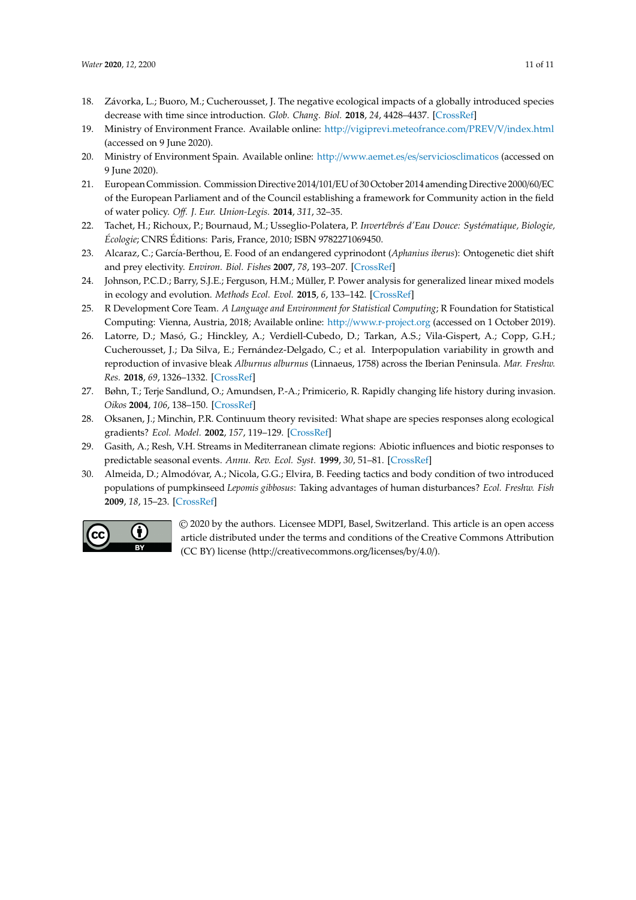18. Závorka, L.; Buoro, M.; Cucherousset, J. The negative ecological impacts of a globally introduced species decrease with time since introduction. *Glob. Chang. Biol.* **2018**, *24*, 4428–4437. [CrossRef]
19. Ministry of Environment France. Available online: http://vigiprevi.meteofrance.com/PREV/V/index.html (accessed on 9 June 2020).
20. Ministry of Environment Spain. Available online: http://www.aemet.es/es/serviciosclimaticos (accessed on 9 June 2020).
21. European Commission. Commission Directive 2014/101/EU of 30 October 2014 amending Directive 2000/60/EC of the European Parliament and of the Council establishing a framework for Community action in the field of water policy. *Off. J. Eur. Union-Legis.* **2014**, *311*, 32–35.
22. Tachet, H.; Richoux, P.; Bournaud, M.; Usseglio-Polatera, P. *Invertébrés d'Eau Douce: Systématique, Biologie, Écologie*; CNRS Éditions: Paris, France, 2010; ISBN 9782271069450.
23. Alcaraz, C.; García-Berthou, E. Food of an endangered cyprinodont (*Aphanius iberus*): Ontogenetic diet shift and prey electivity. *Environ. Biol. Fishes* **2007**, *78*, 193–207. [CrossRef]
24. Johnson, P.C.D.; Barry, S.J.E.; Ferguson, H.M.; Müller, P. Power analysis for generalized linear mixed models in ecology and evolution. *Methods Ecol. Evol.* **2015**, *6*, 133–142. [CrossRef]
25. R Development Core Team. *A Language and Environment for Statistical Computing*; R Foundation for Statistical Computing: Vienna, Austria, 2018; Available online: http://www.r-project.org (accessed on 1 October 2019).
26. Latorre, D.; Masó, G.; Hinckley, A.; Verdiell-Cubedo, D.; Tarkan, A.S.; Vila-Gispert, A.; Copp, G.H.; Cucherousset, J.; Da Silva, E.; Fernández-Delgado, C.; et al. Interpopulation variability in growth and reproduction of invasive bleak *Alburnus alburnus* (Linnaeus, 1758) across the Iberian Peninsula. *Mar. Freshw. Res.* **2018**, *69*, 1326–1332. [CrossRef]
27. Bøhn, T.; Terje Sandlund, O.; Amundsen, P.-A.; Primicerio, R. Rapidly changing life history during invasion. *Oikos* **2004**, *106*, 138–150. [CrossRef]
28. Oksanen, J.; Minchin, P.R. Continuum theory revisited: What shape are species responses along ecological gradients? *Ecol. Model.* **2002**, *157*, 119–129. [CrossRef]
29. Gasith, A.; Resh, V.H. Streams in Mediterranean climate regions: Abiotic influences and biotic responses to predictable seasonal events. *Annu. Rev. Ecol. Syst.* **1999**, *30*, 51–81. [CrossRef]
30. Almeida, D.; Almodóvar, A.; Nicola, G.G.; Elvira, B. Feeding tactics and body condition of two introduced populations of pumpkinseed *Lepomis gibbosus*: Taking advantages of human disturbances? *Ecol. Freshw. Fish* **2009**, *18*, 15–23. [CrossRef]

© 2020 by the authors. Licensee MDPI, Basel, Switzerland. This article is an open access article distributed under the terms and conditions of the Creative Commons Attribution (CC BY) license (http://creativecommons.org/licenses/by/4.0/).